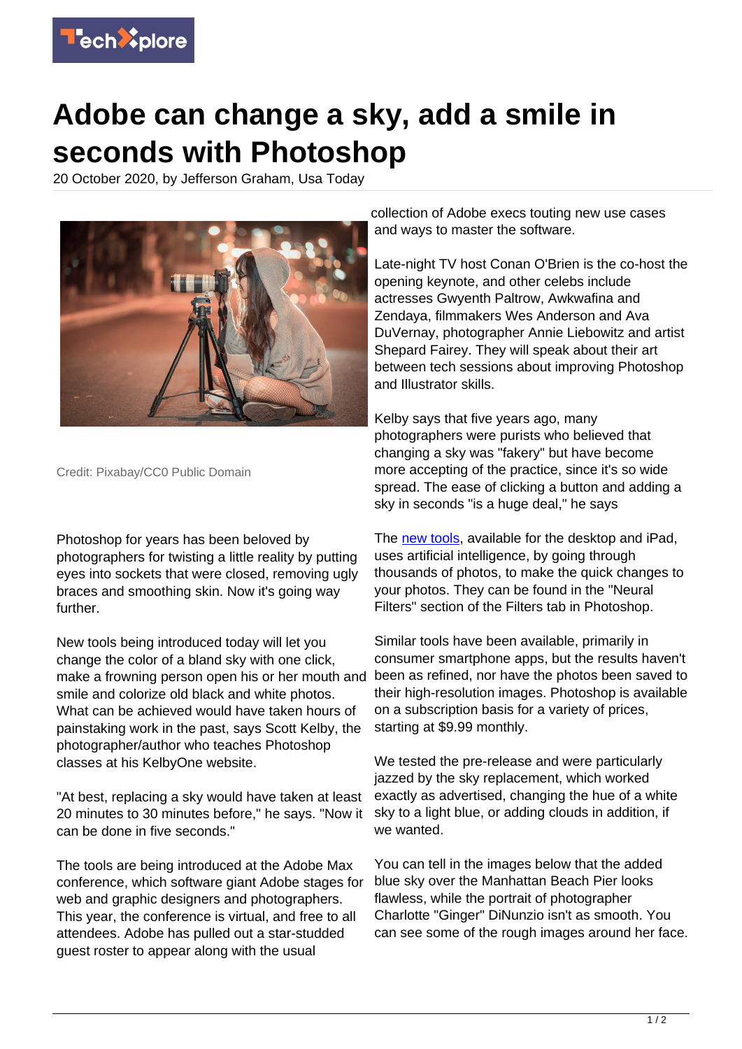# Adobe can change a sky, add a smile in seconds with Photoshop

20 October 2020, by Jefferson Graham, Usa Today

Credit: Pixabay/CC0 Public Domain

Photoshop for years has been beloved by photographers for twisting a little reality by putting eyes into sockets that were closed, removing ugly braces and smoothing skin. Now it's going way further.

New tools being introduced today will let you change the color of a bland sky with one click, make a frowning person open his or her mouth and smile and colorize old black and white photos. What can be achieved would have taken hours of painstaking work in the past, says Scott Kelby, the photographer/author who teaches Photoshop classes at his KelbyOne website.

"At best, replacing a sky would have taken at least 20 minutes to 30 minutes before," he says. "Now it can be done in five seconds."

The tools are being introduced at the Adobe Max conference, which software giant Adobe stages for web and graphic designers and photographers. This year, the conference is virtual, and free to all attendees. Adobe has pulled out a star-studded guest roster to appear along with the usual collection of Adobe execs touting new use cases and ways to master the software.

Late-night TV host Conan O'Brien is the co-host the opening keynote, and other celebs include actresses Gwyenth Paltrow, Awkwafina and Zendaya, filmmakers Wes Anderson and Ava DuVernay, photographer Annie Liebowitz and artist Shepard Fairey. They will speak about their art between tech sessions about improving Photoshop and Illustrator skills.

Kelby says that five years ago, many photographers were purists who believed that changing a sky was "fakery" but have become more accepting of the practice, since it's so wide spread. The ease of clicking a button and adding a sky in seconds "is a huge deal," he says

The new tools, available for the desktop and iPad, uses artificial intelligence, by going through thousands of photos, to make the quick changes to your photos. They can be found in the "Neural Filters" section of the Filters tab in Photoshop.

Similar tools have been available, primarily in consumer smartphone apps, but the results haven't been as refined, nor have the photos been saved to their high-resolution images. Photoshop is available on a subscription basis for a variety of prices, starting at $9.99 monthly.

We tested the pre-release and were particularly jazzed by the sky replacement, which worked exactly as advertised, changing the hue of a white sky to a light blue, or adding clouds in addition, if we wanted.

You can tell in the images below that the added blue sky over the Manhattan Beach Pier looks flawless, while the portrait of photographer Charlotte "Ginger" DiNunzio isn't as smooth. You can see some of the rough images around her face.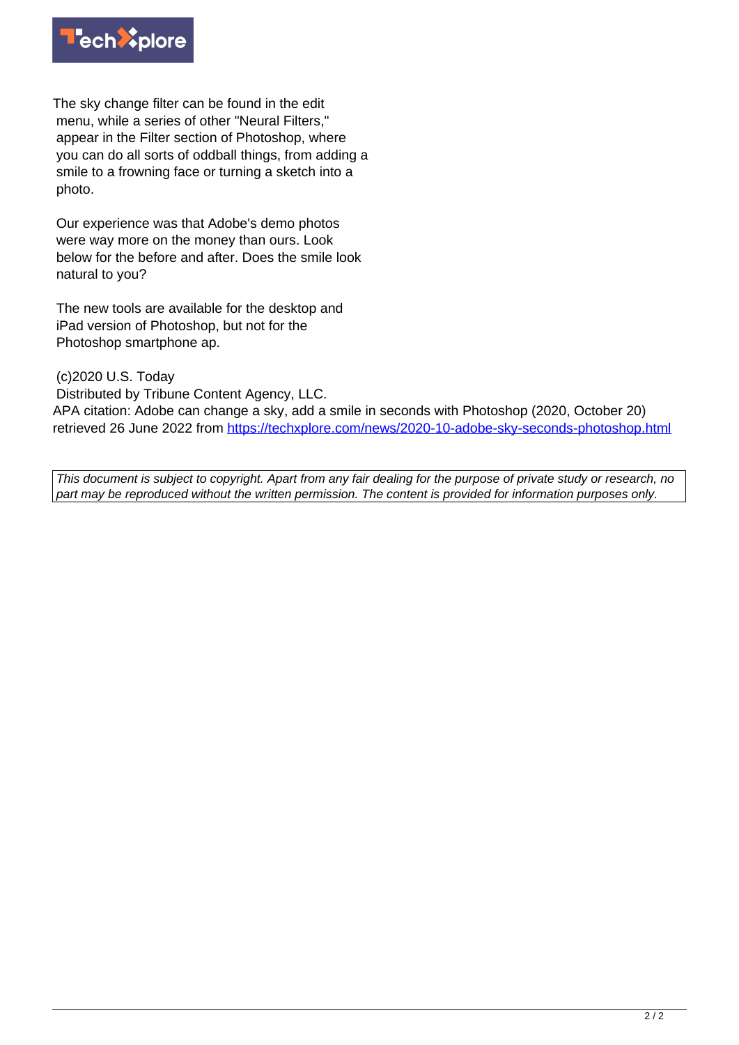The sky change filter can be found in the edit menu, while a series of other "Neural Filters," appear in the Filter section of Photoshop, where you can do all sorts of oddball things, from adding a smile to a frowning face or turning a sketch into a photo.

Our experience was that Adobe's demo photos were way more on the money than ours. Look below for the before and after. Does the smile look natural to you?

The new tools are available for the desktop and iPad version of Photoshop, but not for the Photoshop smartphone ap.

(c)2020 U.S. Today
Distributed by Tribune Content Agency, LLC.

APA citation: Adobe can change a sky, add a smile in seconds with Photoshop (2020, October 20) retrieved 26 June 2022 from https://techxplore.com/news/2020-10-adobe-sky-seconds-photoshop.html

*This document is subject to copyright. Apart from any fair dealing for the purpose of private study or research, no part may be reproduced without the written permission. The content is provided for information purposes only.*